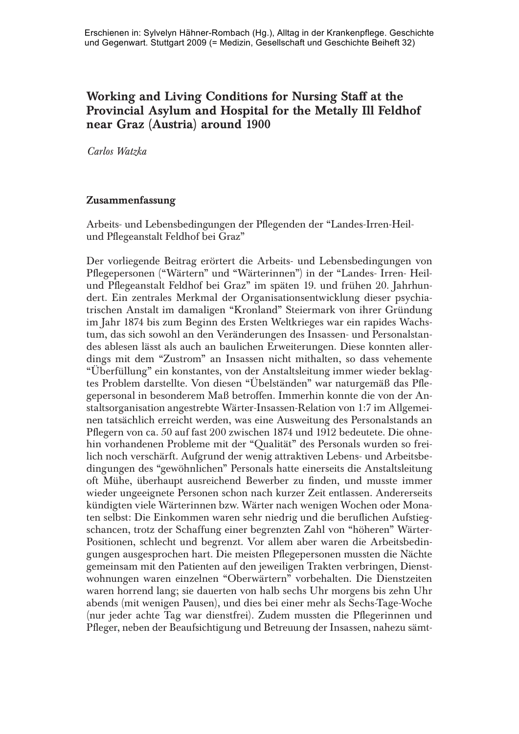Erschienen in: Sylvelyn Hähner-Rombach (Hg.), Alltag in der Krankenpflege. Geschichte und Gegenwart. Stuttgart 2009 (= Medizin, Gesellschaft und Geschichte Beiheft 32)

# Working and Living Conditions for Nursing Staff at the Provincial Asylum and Hospital for the Metally Ill Feldhof near Graz (Austria) around 1900

*Carlos Watzka*

## Zusammenfassung

Arbeits- und Lebensbedingungen der Pflegenden der "Landes-Irren-Heil- und Pflegeanstalt Feldhof bei Graz"

Der vorliegende Beitrag erörtert die Arbeits- und Lebensbedingungen von Pflegepersonen ("Wärtern" und "Wärterinnen") in der "Landes- Irren- Heil- und Pflegeanstalt Feldhof bei Graz" im späten 19. und frühen 20. Jahrhundert. Ein zentrales Merkmal der Organisationsentwicklung dieser psychiatrischen Anstalt im damaligen "Kronland" Steiermark von ihrer Gründung im Jahr 1874 bis zum Beginn des Ersten Weltkrieges war ein rapides Wachstum, das sich sowohl an den Veränderungen des Insassen- und Personalstandes ablesen lässt als auch an baulichen Erweiterungen. Diese konnten allerdings mit dem "Zustrom" an Insassen nicht mithalten, so dass vehemente "Überfüllung" ein konstantes, von der Anstaltsleitung immer wieder beklagtes Problem darstellte. Von diesen "Übelständen" war naturgemäß das Pflegepersonal in besonderem Maß betroffen. Immerhin konnte die von der Anstaltsorganisation angestrebte Wärter-Insassen-Relation von 1:7 im Allgemeinen tatsächlich erreicht werden, was eine Ausweitung des Personalstands an Pflegern von ca. 50 auf fast 200 zwischen 1874 und 1912 bedeutete. Die ohnehin vorhandenen Probleme mit der "Qualität" des Personals wurden so freilich noch verschärft. Aufgrund der wenig attraktiven Lebens- und Arbeitsbedingungen des "gewöhnlichen" Personals hatte einerseits die Anstaltsleitung oft Mühe, überhaupt ausreichend Bewerber zu finden, und musste immer wieder ungeeignete Personen schon nach kurzer Zeit entlassen. Andererseits kündigten viele Wärterinnen bzw. Wärter nach wenigen Wochen oder Monaten selbst: Die Einkommen waren sehr niedrig und die beruflichen Aufstiegschancen, trotz der Schaffung einer begrenzten Zahl von "höheren" Wärter-Positionen, schlecht und begrenzt. Vor allem aber waren die Arbeitsbedingungen ausgesprochen hart. Die meisten Pflegepersonen mussten die Nächte gemeinsam mit den Patienten auf den jeweiligen Trakten verbringen, Dienstwohnungen waren einzelnen "Oberwärtern" vorbehalten. Die Dienstzeiten waren horrend lang; sie dauerten von halb sechs Uhr morgens bis zehn Uhr abends (mit wenigen Pausen), und dies bei einer mehr als Sechs-Tage-Woche (nur jeder achte Tag war dienstfrei). Zudem mussten die Pflegerinnen und Pfleger, neben der Beaufsichtigung und Betreuung der Insassen, nahezu sämt-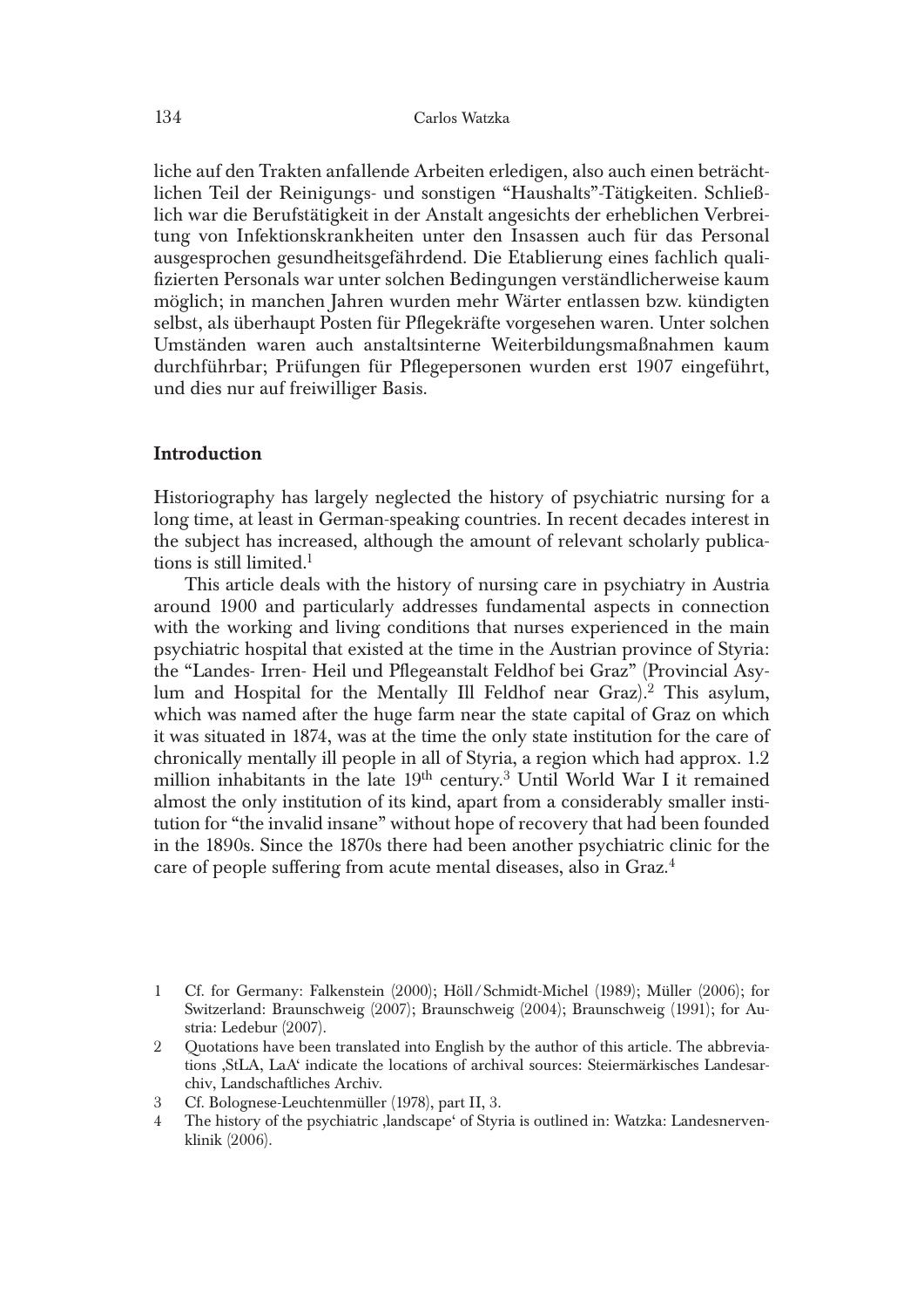liche auf den Trakten anfallende Arbeiten erledigen, also auch einen beträchtlichen Teil der Reinigungs- und sonstigen "Haushalts"-Tätigkeiten. Schließlich war die Berufstätigkeit in der Anstalt angesichts der erheblichen Verbreitung von Infektionskrankheiten unter den Insassen auch für das Personal ausgesprochen gesundheitsgefährdend. Die Etablierung eines fachlich qualifizierten Personals war unter solchen Bedingungen verständlicherweise kaum möglich; in manchen Jahren wurden mehr Wärter entlassen bzw. kündigten selbst, als überhaupt Posten für Pflegekräfte vorgesehen waren. Unter solchen Umständen waren auch anstaltsinterne Weiterbildungsmaßnahmen kaum durchführbar; Prüfungen für Pflegepersonen wurden erst 1907 eingeführt, und dies nur auf freiwilliger Basis.

## Introduction

Historiography has largely neglected the history of psychiatric nursing for a long time, at least in German-speaking countries. In recent decades interest in the subject has increased, although the amount of relevant scholarly publications is still limited.[1]

This article deals with the history of nursing care in psychiatry in Austria around 1900 and particularly addresses fundamental aspects in connection with the working and living conditions that nurses experienced in the main psychiatric hospital that existed at the time in the Austrian province of Styria: the "Landes- Irren- Heil und Pflegeanstalt Feldhof bei Graz" (Provincial Asylum and Hospital for the Mentally Ill Feldhof near Graz).[2] This asylum, which was named after the huge farm near the state capital of Graz on which it was situated in 1874, was at the time the only state institution for the care of chronically mentally ill people in all of Styria, a region which had approx. 1.2 million inhabitants in the late 19th century.[3] Until World War I it remained almost the only institution of its kind, apart from a considerably smaller institution for "the invalid insane" without hope of recovery that had been founded in the 1890s. Since the 1870s there had been another psychiatric clinic for the care of people suffering from acute mental diseases, also in Graz.[4]

1 Cf. for Germany: Falkenstein (2000); Höll/Schmidt-Michel (1989); Müller (2006); for Switzerland: Braunschweig (2007); Braunschweig (2004); Braunschweig (1991); for Austria: Ledebur (2007).

2 Quotations have been translated into English by the author of this article. The abbreviations ‚StLA, LaA' indicate the locations of archival sources: Steiermärkisches Landesarchiv, Landschaftliches Archiv.

3 Cf. Bolognese-Leuchtenmüller (1978), part II, 3.

4 The history of the psychiatric ‚landscape' of Styria is outlined in: Watzka: Landesnervenklinik (2006).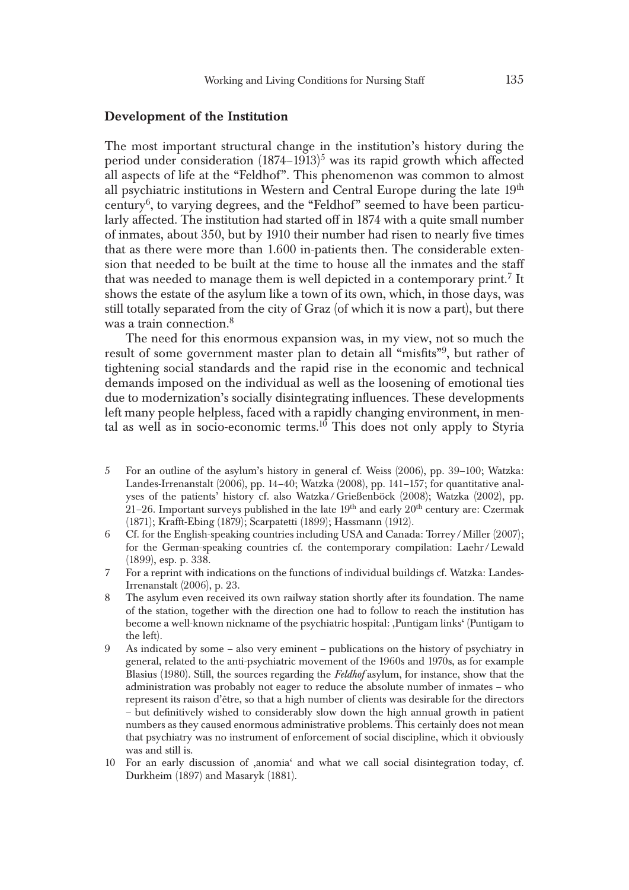## Development of the Institution

The most important structural change in the institution's history during the period under consideration (1874–1913)[5] was its rapid growth which affected all aspects of life at the "Feldhof". This phenomenon was common to almost all psychiatric institutions in Western and Central Europe during the late 19[th] century[6], to varying degrees, and the "Feldhof" seemed to have been particularly affected. The institution had started off in 1874 with a quite small number of inmates, about 350, but by 1910 their number had risen to nearly five times that as there were more than 1.600 in-patients then. The considerable extension that needed to be built at the time to house all the inmates and the staff that was needed to manage them is well depicted in a contemporary print.[7] It shows the estate of the asylum like a town of its own, which, in those days, was still totally separated from the city of Graz (of which it is now a part), but there was a train connection.[8]

The need for this enormous expansion was, in my view, not so much the result of some government master plan to detain all "misfits"[9], but rather of tightening social standards and the rapid rise in the economic and technical demands imposed on the individual as well as the loosening of emotional ties due to modernization's socially disintegrating influences. These developments left many people helpless, faced with a rapidly changing environment, in mental as well as in socio-economic terms.[10] This does not only apply to Styria

5 For an outline of the asylum's history in general cf. Weiss (2006), pp. 39–100; Watzka: Landes-Irrenanstalt (2006), pp. 14–40; Watzka (2008), pp. 141–157; for quantitative analyses of the patients' history cf. also Watzka/Grießenböck (2008); Watzka (2002), pp. 21–26. Important surveys published in the late 19[th] and early 20[th] century are: Czermak (1871); Krafft-Ebing (1879); Scarpatetti (1899); Hassmann (1912).

6 Cf. for the English-speaking countries including USA and Canada: Torrey/Miller (2007); for the German-speaking countries cf. the contemporary compilation: Laehr/Lewald (1899), esp. p. 338.

7 For a reprint with indications on the functions of individual buildings cf. Watzka: Landes-Irrenanstalt (2006), p. 23.

8 The asylum even received its own railway station shortly after its foundation. The name of the station, together with the direction one had to follow to reach the institution has become a well-known nickname of the psychiatric hospital: ‚Puntigam links' (Puntigam to the left).

9 As indicated by some – also very eminent – publications on the history of psychiatry in general, related to the anti-psychiatric movement of the 1960s and 1970s, as for example Blasius (1980). Still, the sources regarding the *Feldhof* asylum, for instance, show that the administration was probably not eager to reduce the absolute number of inmates – who represent its raison d'être, so that a high number of clients was desirable for the directors – but definitively wished to considerably slow down the high annual growth in patient numbers as they caused enormous administrative problems. This certainly does not mean that psychiatry was no instrument of enforcement of social discipline, which it obviously was and still is.

10 For an early discussion of ‚anomia' and what we call social disintegration today, cf. Durkheim (1897) and Masaryk (1881).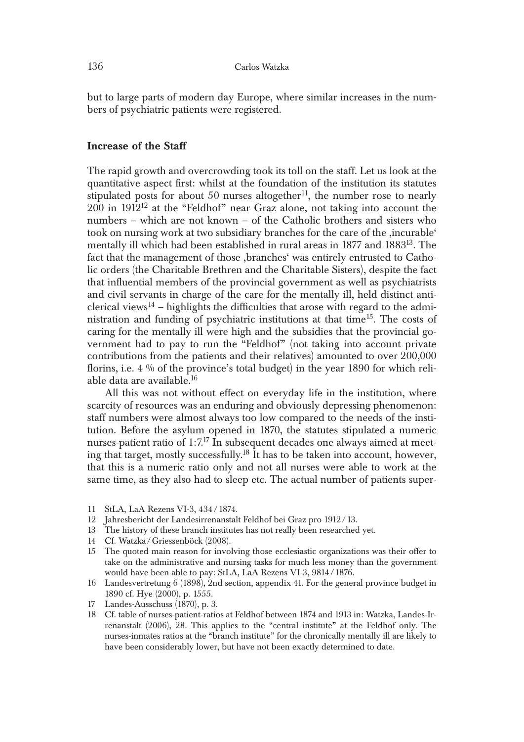but to large parts of modern day Europe, where similar increases in the numbers of psychiatric patients were registered.

### Increase of the Staff

The rapid growth and overcrowding took its toll on the staff. Let us look at the quantitative aspect first: whilst at the foundation of the institution its statutes stipulated posts for about 50 nurses altogether[11], the number rose to nearly 200 in 1912[12] at the "Feldhof" near Graz alone, not taking into account the numbers – which are not known – of the Catholic brothers and sisters who took on nursing work at two subsidiary branches for the care of the ‚incurable' mentally ill which had been established in rural areas in 1877 and 1883[13]. The fact that the management of those ‚branches' was entirely entrusted to Catholic orders (the Charitable Brethren and the Charitable Sisters), despite the fact that influential members of the provincial government as well as psychiatrists and civil servants in charge of the care for the mentally ill, held distinct anticlerical views[14] – highlights the difficulties that arose with regard to the administration and funding of psychiatric institutions at that time[15]. The costs of caring for the mentally ill were high and the subsidies that the provincial government had to pay to run the "Feldhof" (not taking into account private contributions from the patients and their relatives) amounted to over 200,000 florins, i.e. 4 % of the province's total budget) in the year 1890 for which reliable data are available.[16]

All this was not without effect on everyday life in the institution, where scarcity of resources was an enduring and obviously depressing phenomenon: staff numbers were almost always too low compared to the needs of the institution. Before the asylum opened in 1870, the statutes stipulated a numeric nurses-patient ratio of 1:7.[17] In subsequent decades one always aimed at meeting that target, mostly successfully.[18] It has to be taken into account, however, that this is a numeric ratio only and not all nurses were able to work at the same time, as they also had to sleep etc. The actual number of patients super-

11 StLA, LaA Rezens VI-3, 434 / 1874.

12 Jahresbericht der Landesirrenanstalt Feldhof bei Graz pro 1912 / 13.

13 The history of these branch institutes has not really been researched yet.

14 Cf. Watzka / Griessenböck (2008).

15 The quoted main reason for involving those ecclesiastic organizations was their offer to take on the administrative and nursing tasks for much less money than the government would have been able to pay: StLA, LaA Rezens VI-3, 9814 / 1876.

16 Landesvertretung 6 (1898), 2nd section, appendix 41. For the general province budget in 1890 cf. Hye (2000), p. 1555.

17 Landes-Ausschuss (1870), p. 3.

18 Cf. table of nurses-patient-ratios at Feldhof between 1874 and 1913 in: Watzka, Landes-Irrenanstalt (2006), 28. This applies to the "central institute" at the Feldhof only. The nurses-inmates ratios at the "branch institute" for the chronically mentally ill are likely to have been considerably lower, but have not been exactly determined to date.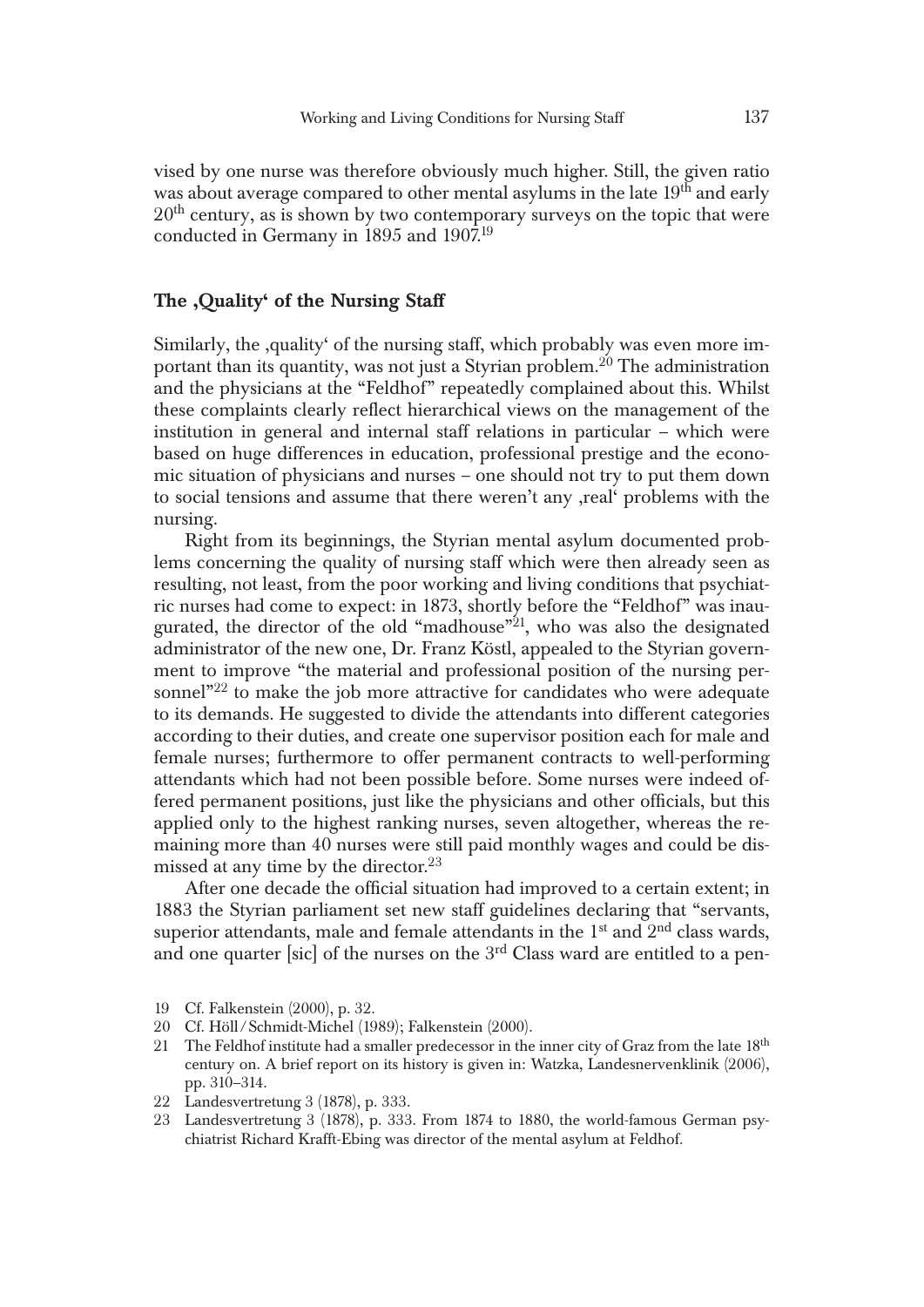vised by one nurse was therefore obviously much higher. Still, the given ratio was about average compared to other mental asylums in the late 19th and early 20th century, as is shown by two contemporary surveys on the topic that were conducted in Germany in 1895 and 1907.[19]

## The ‚Quality' of the Nursing Staff

Similarly, the ‚quality' of the nursing staff, which probably was even more important than its quantity, was not just a Styrian problem.[20] The administration and the physicians at the "Feldhof" repeatedly complained about this. Whilst these complaints clearly reflect hierarchical views on the management of the institution in general and internal staff relations in particular – which were based on huge differences in education, professional prestige and the economic situation of physicians and nurses – one should not try to put them down to social tensions and assume that there weren't any ‚real' problems with the nursing.

Right from its beginnings, the Styrian mental asylum documented problems concerning the quality of nursing staff which were then already seen as resulting, not least, from the poor working and living conditions that psychiatric nurses had come to expect: in 1873, shortly before the "Feldhof" was inaugurated, the director of the old "madhouse"[21], who was also the designated administrator of the new one, Dr. Franz Köstl, appealed to the Styrian government to improve "the material and professional position of the nursing personnel"[22] to make the job more attractive for candidates who were adequate to its demands. He suggested to divide the attendants into different categories according to their duties, and create one supervisor position each for male and female nurses; furthermore to offer permanent contracts to well-performing attendants which had not been possible before. Some nurses were indeed offered permanent positions, just like the physicians and other officials, but this applied only to the highest ranking nurses, seven altogether, whereas the remaining more than 40 nurses were still paid monthly wages and could be dismissed at any time by the director.[23]

After one decade the official situation had improved to a certain extent; in 1883 the Styrian parliament set new staff guidelines declaring that "servants, superior attendants, male and female attendants in the 1st and 2nd class wards, and one quarter [sic] of the nurses on the 3rd Class ward are entitled to a pen-

19 Cf. Falkenstein (2000), p. 32.

20 Cf. Höll/Schmidt-Michel (1989); Falkenstein (2000).

21 The Feldhof institute had a smaller predecessor in the inner city of Graz from the late 18th century on. A brief report on its history is given in: Watzka, Landesnervenklinik (2006), pp. 310–314.

22 Landesvertretung 3 (1878), p. 333.

23 Landesvertretung 3 (1878), p. 333. From 1874 to 1880, the world-famous German psychiatrist Richard Krafft-Ebing was director of the mental asylum at Feldhof.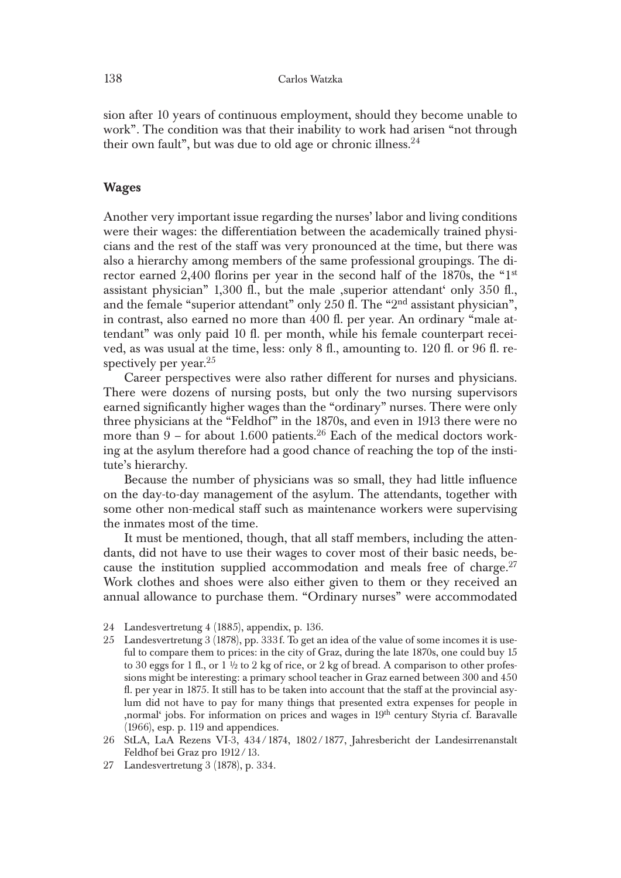sion after 10 years of continuous employment, should they become unable to work". The condition was that their inability to work had arisen "not through their own fault", but was due to old age or chronic illness.[24]

## Wages

Another very important issue regarding the nurses' labor and living conditions were their wages: the differentiation between the academically trained physicians and the rest of the staff was very pronounced at the time, but there was also a hierarchy among members of the same professional groupings. The director earned 2,400 florins per year in the second half of the 1870s, the "1st assistant physician" 1,300 fl., but the male ‚superior attendant' only 350 fl., and the female "superior attendant" only 250 fl. The "2nd assistant physician", in contrast, also earned no more than 400 fl. per year. An ordinary "male attendant" was only paid 10 fl. per month, while his female counterpart received, as was usual at the time, less: only 8 fl., amounting to. 120 fl. or 96 fl. respectively per year.[25]

Career perspectives were also rather different for nurses and physicians. There were dozens of nursing posts, but only the two nursing supervisors earned significantly higher wages than the "ordinary" nurses. There were only three physicians at the "Feldhof" in the 1870s, and even in 1913 there were no more than 9 – for about 1.600 patients.[26] Each of the medical doctors working at the asylum therefore had a good chance of reaching the top of the institute's hierarchy.

Because the number of physicians was so small, they had little influence on the day-to-day management of the asylum. The attendants, together with some other non-medical staff such as maintenance workers were supervising the inmates most of the time.

It must be mentioned, though, that all staff members, including the attendants, did not have to use their wages to cover most of their basic needs, because the institution supplied accommodation and meals free of charge.[27] Work clothes and shoes were also either given to them or they received an annual allowance to purchase them. "Ordinary nurses" were accommodated

24 Landesvertretung 4 (1885), appendix, p. 136.

25 Landesvertretung 3 (1878), pp. 333 f. To get an idea of the value of some incomes it is useful to compare them to prices: in the city of Graz, during the late 1870s, one could buy 15 to 30 eggs for 1 fl., or 1 ½ to 2 kg of rice, or 2 kg of bread. A comparison to other professions might be interesting: a primary school teacher in Graz earned between 300 and 450 fl. per year in 1875. It still has to be taken into account that the staff at the provincial asylum did not have to pay for many things that presented extra expenses for people in ‚normal' jobs. For information on prices and wages in 19th century Styria cf. Baravalle (1966), esp. p. 119 and appendices.

26 StLA, LaA Rezens VI-3, 434 / 1874, 1802 / 1877, Jahresbericht der Landesirrenanstalt Feldhof bei Graz pro 1912 / 13.

27 Landesvertretung 3 (1878), p. 334.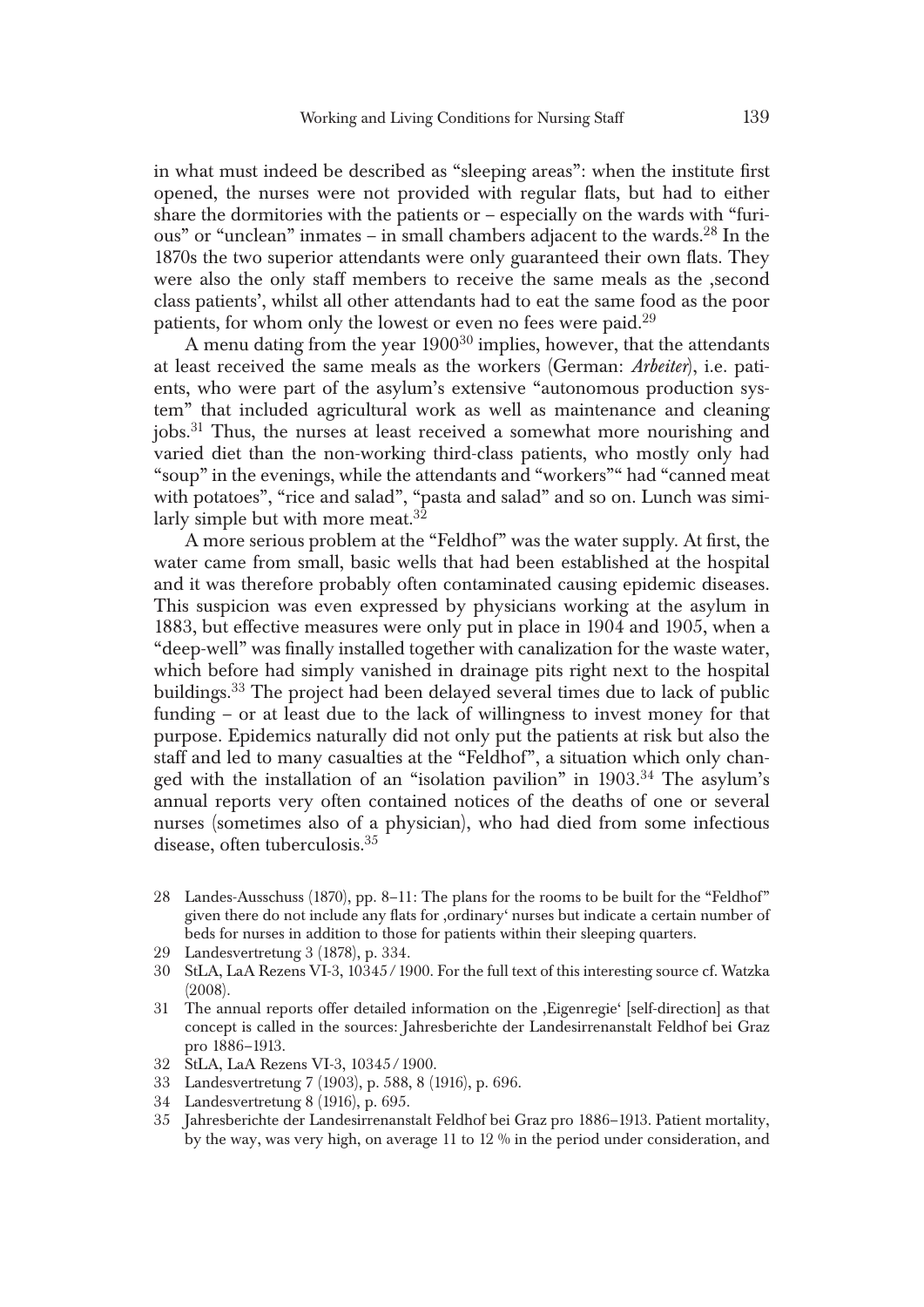in what must indeed be described as "sleeping areas": when the institute first opened, the nurses were not provided with regular flats, but had to either share the dormitories with the patients or – especially on the wards with "furious" or "unclean" inmates – in small chambers adjacent to the wards.[28] In the 1870s the two superior attendants were only guaranteed their own flats. They were also the only staff members to receive the same meals as the ‚second class patients', whilst all other attendants had to eat the same food as the poor patients, for whom only the lowest or even no fees were paid.[29]

A menu dating from the year 1900[30] implies, however, that the attendants at least received the same meals as the workers (German: *Arbeiter*), i.e. patients, who were part of the asylum's extensive "autonomous production system" that included agricultural work as well as maintenance and cleaning jobs.[31] Thus, the nurses at least received a somewhat more nourishing and varied diet than the non-working third-class patients, who mostly only had "soup" in the evenings, while the attendants and "workers"" had "canned meat with potatoes", "rice and salad", "pasta and salad" and so on. Lunch was similarly simple but with more meat.[32]

A more serious problem at the "Feldhof" was the water supply. At first, the water came from small, basic wells that had been established at the hospital and it was therefore probably often contaminated causing epidemic diseases. This suspicion was even expressed by physicians working at the asylum in 1883, but effective measures were only put in place in 1904 and 1905, when a "deep-well" was finally installed together with canalization for the waste water, which before had simply vanished in drainage pits right next to the hospital buildings.[33] The project had been delayed several times due to lack of public funding – or at least due to the lack of willingness to invest money for that purpose. Epidemics naturally did not only put the patients at risk but also the staff and led to many casualties at the "Feldhof", a situation which only changed with the installation of an "isolation pavilion" in 1903.[34] The asylum's annual reports very often contained notices of the deaths of one or several nurses (sometimes also of a physician), who had died from some infectious disease, often tuberculosis.[35]

28 Landes-Ausschuss (1870), pp. 8–11: The plans for the rooms to be built for the "Feldhof" given there do not include any flats for ‚ordinary' nurses but indicate a certain number of beds for nurses in addition to those for patients within their sleeping quarters.

29 Landesvertretung 3 (1878), p. 334.

30 StLA, LaA Rezens VI-3, 10345 / 1900. For the full text of this interesting source cf. Watzka (2008).

31 The annual reports offer detailed information on the ‚Eigenregie' [self-direction] as that concept is called in the sources: Jahresberichte der Landesirrenanstalt Feldhof bei Graz pro 1886–1913.

32 StLA, LaA Rezens VI-3, 10345 / 1900.

33 Landesvertretung 7 (1903), p. 588, 8 (1916), p. 696.

34 Landesvertretung 8 (1916), p. 695.

35 Jahresberichte der Landesirrenanstalt Feldhof bei Graz pro 1886–1913. Patient mortality, by the way, was very high, on average 11 to 12 % in the period under consideration, and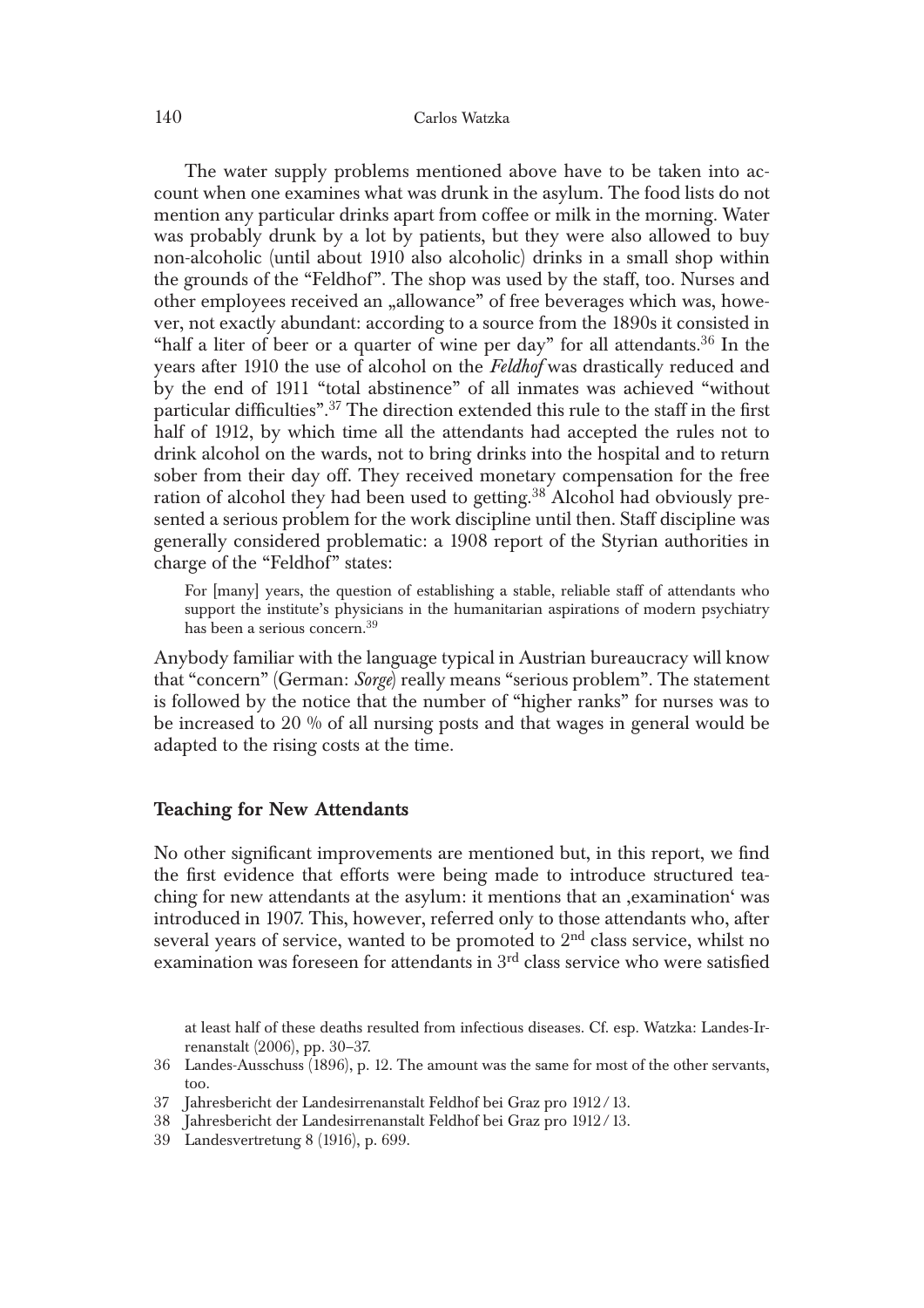The water supply problems mentioned above have to be taken into account when one examines what was drunk in the asylum. The food lists do not mention any particular drinks apart from coffee or milk in the morning. Water was probably drunk by a lot by patients, but they were also allowed to buy non-alcoholic (until about 1910 also alcoholic) drinks in a small shop within the grounds of the "Feldhof". The shop was used by the staff, too. Nurses and other employees received an „allowance" of free beverages which was, however, not exactly abundant: according to a source from the 1890s it consisted in "half a liter of beer or a quarter of wine per day" for all attendants.[36] In the years after 1910 the use of alcohol on the *Feldhof* was drastically reduced and by the end of 1911 "total abstinence" of all inmates was achieved "without particular difficulties".[37] The direction extended this rule to the staff in the first half of 1912, by which time all the attendants had accepted the rules not to drink alcohol on the wards, not to bring drinks into the hospital and to return sober from their day off. They received monetary compensation for the free ration of alcohol they had been used to getting.[38] Alcohol had obviously presented a serious problem for the work discipline until then. Staff discipline was generally considered problematic: a 1908 report of the Styrian authorities in charge of the "Feldhof" states:

> For [many] years, the question of establishing a stable, reliable staff of attendants who support the institute's physicians in the humanitarian aspirations of modern psychiatry has been a serious concern.[39]

Anybody familiar with the language typical in Austrian bureaucracy will know that "concern" (German: *Sorge*) really means "serious problem". The statement is followed by the notice that the number of "higher ranks" for nurses was to be increased to 20 % of all nursing posts and that wages in general would be adapted to the rising costs at the time.

## Teaching for New Attendants

No other significant improvements are mentioned but, in this report, we find the first evidence that efforts were being made to introduce structured teaching for new attendants at the asylum: it mentions that an ‚examination' was introduced in 1907. This, however, referred only to those attendants who, after several years of service, wanted to be promoted to 2nd class service, whilst no examination was foreseen for attendants in 3rd class service who were satisfied

at least half of these deaths resulted from infectious diseases. Cf. esp. Watzka: Landes-Irrenanstalt (2006), pp. 30–37.

36 Landes-Ausschuss (1896), p. 12. The amount was the same for most of the other servants, too.

37 Jahresbericht der Landesirrenanstalt Feldhof bei Graz pro 1912/13.

38 Jahresbericht der Landesirrenanstalt Feldhof bei Graz pro 1912/13.

39 Landesvertretung 8 (1916), p. 699.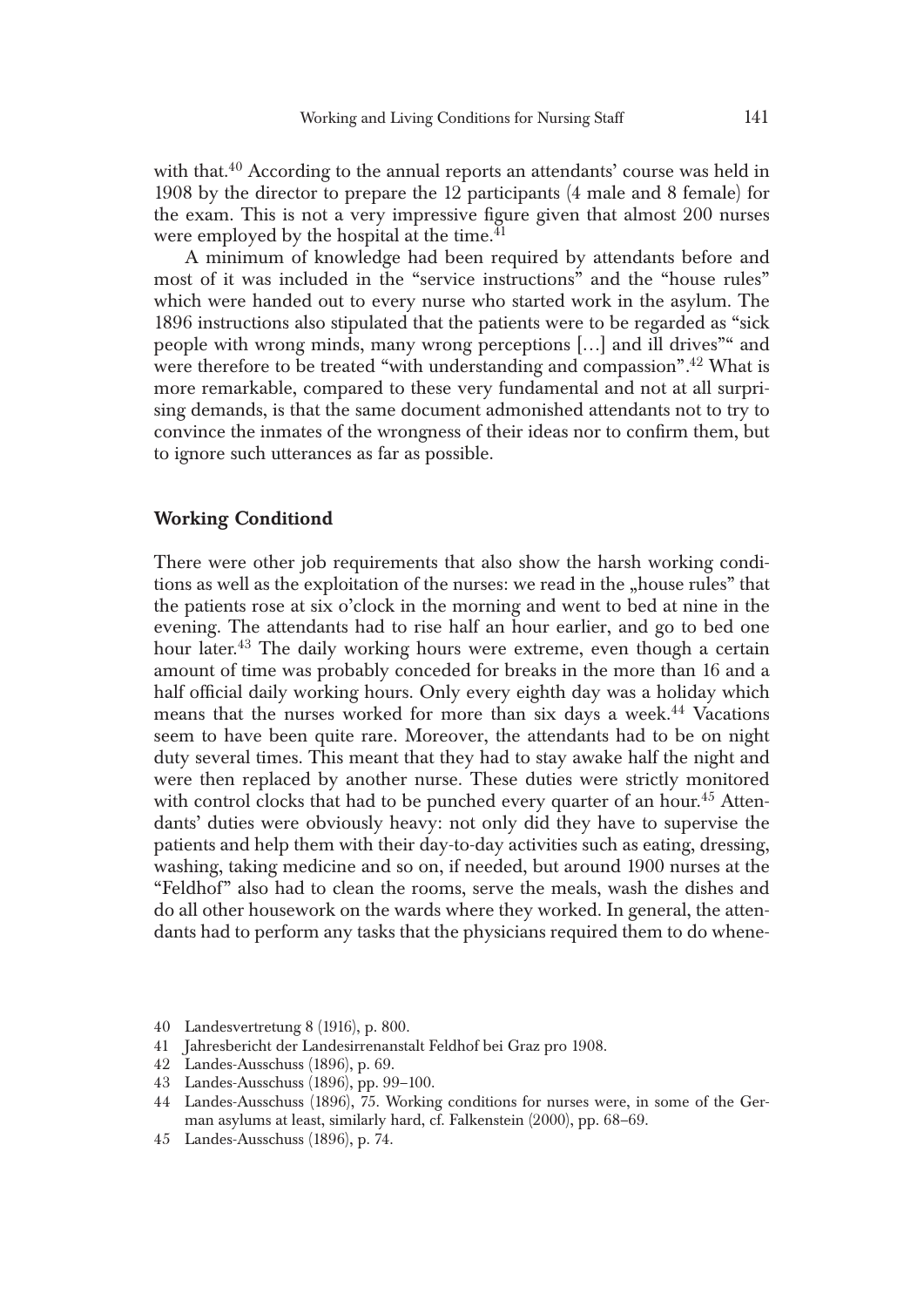with that.[40] According to the annual reports an attendants' course was held in 1908 by the director to prepare the 12 participants (4 male and 8 female) for the exam. This is not a very impressive figure given that almost 200 nurses were employed by the hospital at the time.[41]

A minimum of knowledge had been required by attendants before and most of it was included in the "service instructions" and the "house rules" which were handed out to every nurse who started work in the asylum. The 1896 instructions also stipulated that the patients were to be regarded as "sick people with wrong minds, many wrong perceptions […] and ill drives"" and were therefore to be treated "with understanding and compassion".[42] What is more remarkable, compared to these very fundamental and not at all surprising demands, is that the same document admonished attendants not to try to convince the inmates of the wrongness of their ideas nor to confirm them, but to ignore such utterances as far as possible.

## Working Conditiond

There were other job requirements that also show the harsh working conditions as well as the exploitation of the nurses: we read in the „house rules" that the patients rose at six o'clock in the morning and went to bed at nine in the evening. The attendants had to rise half an hour earlier, and go to bed one hour later.[43] The daily working hours were extreme, even though a certain amount of time was probably conceded for breaks in the more than 16 and a half official daily working hours. Only every eighth day was a holiday which means that the nurses worked for more than six days a week.[44] Vacations seem to have been quite rare. Moreover, the attendants had to be on night duty several times. This meant that they had to stay awake half the night and were then replaced by another nurse. These duties were strictly monitored with control clocks that had to be punched every quarter of an hour.[45] Attendants' duties were obviously heavy: not only did they have to supervise the patients and help them with their day-to-day activities such as eating, dressing, washing, taking medicine and so on, if needed, but around 1900 nurses at the "Feldhof" also had to clean the rooms, serve the meals, wash the dishes and do all other housework on the wards where they worked. In general, the attendants had to perform any tasks that the physicians required them to do whene-

40 Landesvertretung 8 (1916), p. 800.

41 Jahresbericht der Landesirrenanstalt Feldhof bei Graz pro 1908.

42 Landes-Ausschuss (1896), p. 69.

43 Landes-Ausschuss (1896), pp. 99–100.

44 Landes-Ausschuss (1896), 75. Working conditions for nurses were, in some of the German asylums at least, similarly hard, cf. Falkenstein (2000), pp. 68–69.

45 Landes-Ausschuss (1896), p. 74.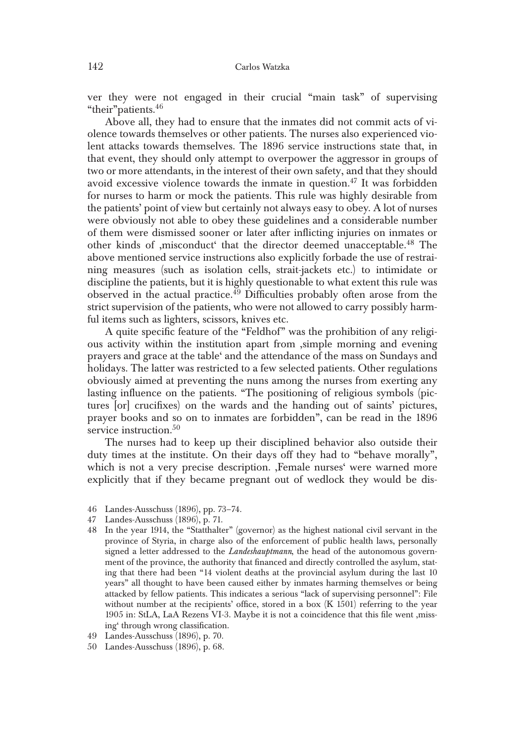ver they were not engaged in their crucial "main task" of supervising "their"patients.[46]

Above all, they had to ensure that the inmates did not commit acts of violence towards themselves or other patients. The nurses also experienced violent attacks towards themselves. The 1896 service instructions state that, in that event, they should only attempt to overpower the aggressor in groups of two or more attendants, in the interest of their own safety, and that they should avoid excessive violence towards the inmate in question.[47] It was forbidden for nurses to harm or mock the patients. This rule was highly desirable from the patients' point of view but certainly not always easy to obey. A lot of nurses were obviously not able to obey these guidelines and a considerable number of them were dismissed sooner or later after inflicting injuries on inmates or other kinds of ‚misconduct' that the director deemed unacceptable.[48] The above mentioned service instructions also explicitly forbade the use of restraining measures (such as isolation cells, strait-jackets etc.) to intimidate or discipline the patients, but it is highly questionable to what extent this rule was observed in the actual practice.[49] Difficulties probably often arose from the strict supervision of the patients, who were not allowed to carry possibly harmful items such as lighters, scissors, knives etc.

A quite specific feature of the "Feldhof" was the prohibition of any religious activity within the institution apart from ‚simple morning and evening prayers and grace at the table' and the attendance of the mass on Sundays and holidays. The latter was restricted to a few selected patients. Other regulations obviously aimed at preventing the nuns among the nurses from exerting any lasting influence on the patients. "The positioning of religious symbols (pictures [or] crucifixes) on the wards and the handing out of saints' pictures, prayer books and so on to inmates are forbidden", can be read in the 1896 service instruction.[50]

The nurses had to keep up their disciplined behavior also outside their duty times at the institute. On their days off they had to "behave morally", which is not a very precise description. ‚Female nurses' were warned more explicitly that if they became pregnant out of wedlock they would be dis-

46 Landes-Ausschuss (1896), pp. 73–74.

47 Landes-Ausschuss (1896), p. 71.

48 In the year 1914, the "Statthalter" (governor) as the highest national civil servant in the province of Styria, in charge also of the enforcement of public health laws, personally signed a letter addressed to the *Landeshauptmann*, the head of the autonomous government of the province, the authority that financed and directly controlled the asylum, stating that there had been "14 violent deaths at the provincial asylum during the last 10 years" all thought to have been caused either by inmates harming themselves or being attacked by fellow patients. This indicates a serious "lack of supervising personnel": File without number at the recipients' office, stored in a box (K 1501) referring to the year 1905 in: StLA, LaA Rezens VI-3. Maybe it is not a coincidence that this file went ‚missing' through wrong classification.

49 Landes-Ausschuss (1896), p. 70.

50 Landes-Ausschuss (1896), p. 68.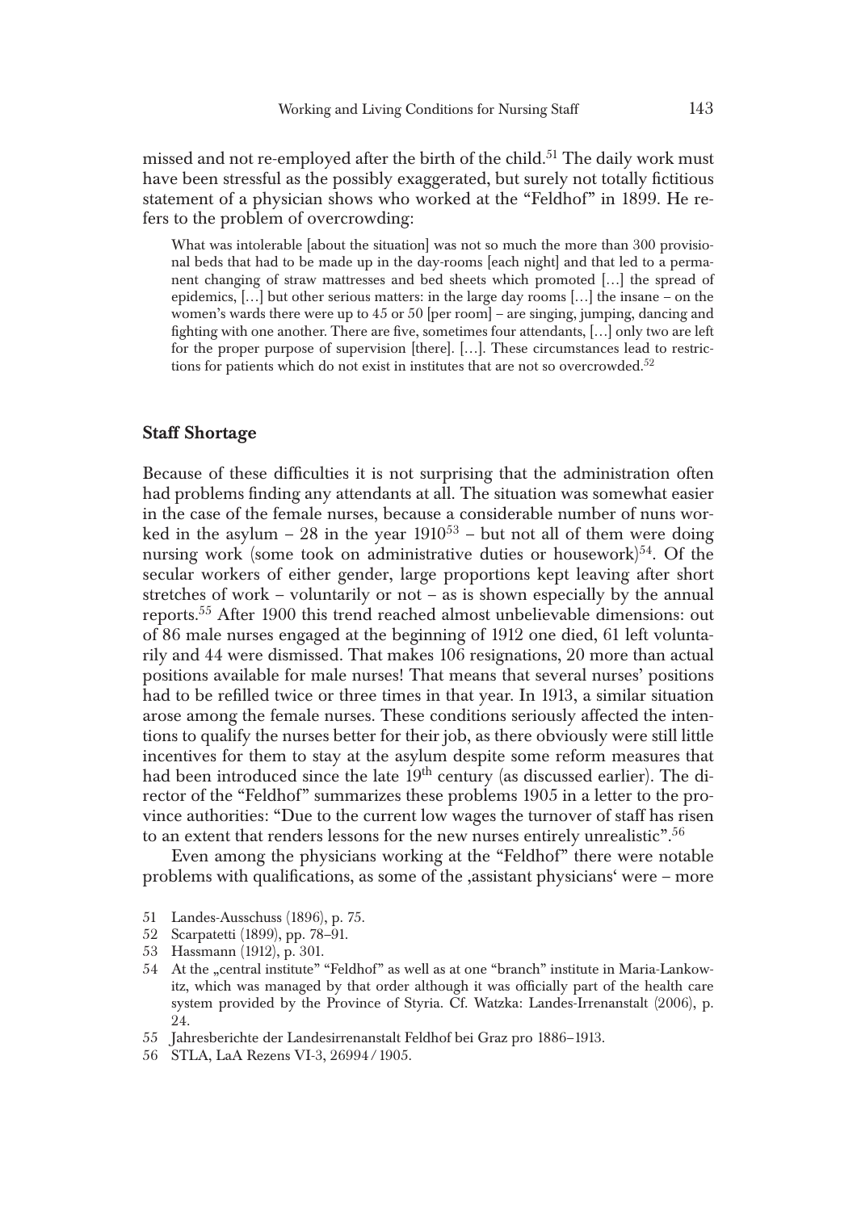missed and not re-employed after the birth of the child.[51] The daily work must have been stressful as the possibly exaggerated, but surely not totally fictitious statement of a physician shows who worked at the "Feldhof" in 1899. He refers to the problem of overcrowding:

> What was intolerable [about the situation] was not so much the more than 300 provisional beds that had to be made up in the day-rooms [each night] and that led to a permanent changing of straw mattresses and bed sheets which promoted […] the spread of epidemics, […] but other serious matters: in the large day rooms […] the insane – on the women's wards there were up to 45 or 50 [per room] – are singing, jumping, dancing and fighting with one another. There are five, sometimes four attendants, […] only two are left for the proper purpose of supervision [there]. […]. These circumstances lead to restrictions for patients which do not exist in institutes that are not so overcrowded.[52]

## Staff Shortage

Because of these difficulties it is not surprising that the administration often had problems finding any attendants at all. The situation was somewhat easier in the case of the female nurses, because a considerable number of nuns worked in the asylum – 28 in the year 1910[53] – but not all of them were doing nursing work (some took on administrative duties or housework)[54]. Of the secular workers of either gender, large proportions kept leaving after short stretches of work – voluntarily or not – as is shown especially by the annual reports.[55] After 1900 this trend reached almost unbelievable dimensions: out of 86 male nurses engaged at the beginning of 1912 one died, 61 left voluntarily and 44 were dismissed. That makes 106 resignations, 20 more than actual positions available for male nurses! That means that several nurses' positions had to be refilled twice or three times in that year. In 1913, a similar situation arose among the female nurses. These conditions seriously affected the intentions to qualify the nurses better for their job, as there obviously were still little incentives for them to stay at the asylum despite some reform measures that had been introduced since the late 19th century (as discussed earlier). The director of the "Feldhof" summarizes these problems 1905 in a letter to the province authorities: "Due to the current low wages the turnover of staff has risen to an extent that renders lessons for the new nurses entirely unrealistic".[56]

Even among the physicians working at the "Feldhof" there were notable problems with qualifications, as some of the ‚assistant physicians' were – more

---

51 Landes-Ausschuss (1896), p. 75.

52 Scarpatetti (1899), pp. 78–91.

53 Hassmann (1912), p. 301.

54 At the „central institute" "Feldhof" as well as at one "branch" institute in Maria-Lankowitz, which was managed by that order although it was officially part of the health care system provided by the Province of Styria. Cf. Watzka: Landes-Irrenanstalt (2006), p. 24.

55 Jahresberichte der Landesirrenanstalt Feldhof bei Graz pro 1886–1913.

56 STLA, LaA Rezens VI-3, 26994 / 1905.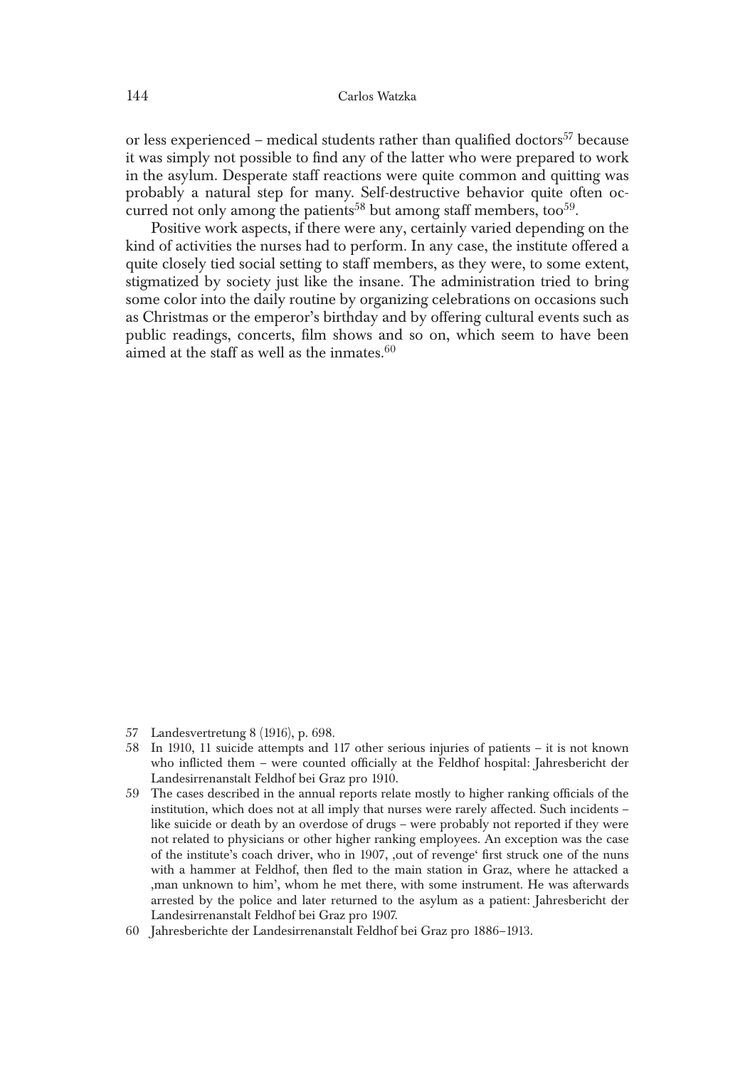or less experienced – medical students rather than qualified doctors[57] because it was simply not possible to find any of the latter who were prepared to work in the asylum. Desperate staff reactions were quite common and quitting was probably a natural step for many. Self-destructive behavior quite often occurred not only among the patients[58] but among staff members, too[59].

Positive work aspects, if there were any, certainly varied depending on the kind of activities the nurses had to perform. In any case, the institute offered a quite closely tied social setting to staff members, as they were, to some extent, stigmatized by society just like the insane. The administration tried to bring some color into the daily routine by organizing celebrations on occasions such as Christmas or the emperor's birthday and by offering cultural events such as public readings, concerts, film shows and so on, which seem to have been aimed at the staff as well as the inmates.[60]

57 Landesvertretung 8 (1916), p. 698.

58 In 1910, 11 suicide attempts and 117 other serious injuries of patients – it is not known who inflicted them – were counted officially at the Feldhof hospital: Jahresbericht der Landesirrenanstalt Feldhof bei Graz pro 1910.

59 The cases described in the annual reports relate mostly to higher ranking officials of the institution, which does not at all imply that nurses were rarely affected. Such incidents – like suicide or death by an overdose of drugs – were probably not reported if they were not related to physicians or other higher ranking employees. An exception was the case of the institute's coach driver, who in 1907, ‚out of revenge' first struck one of the nuns with a hammer at Feldhof, then fled to the main station in Graz, where he attacked a ‚man unknown to him', whom he met there, with some instrument. He was afterwards arrested by the police and later returned to the asylum as a patient: Jahresbericht der Landesirrenanstalt Feldhof bei Graz pro 1907.

60 Jahresberichte der Landesirrenanstalt Feldhof bei Graz pro 1886–1913.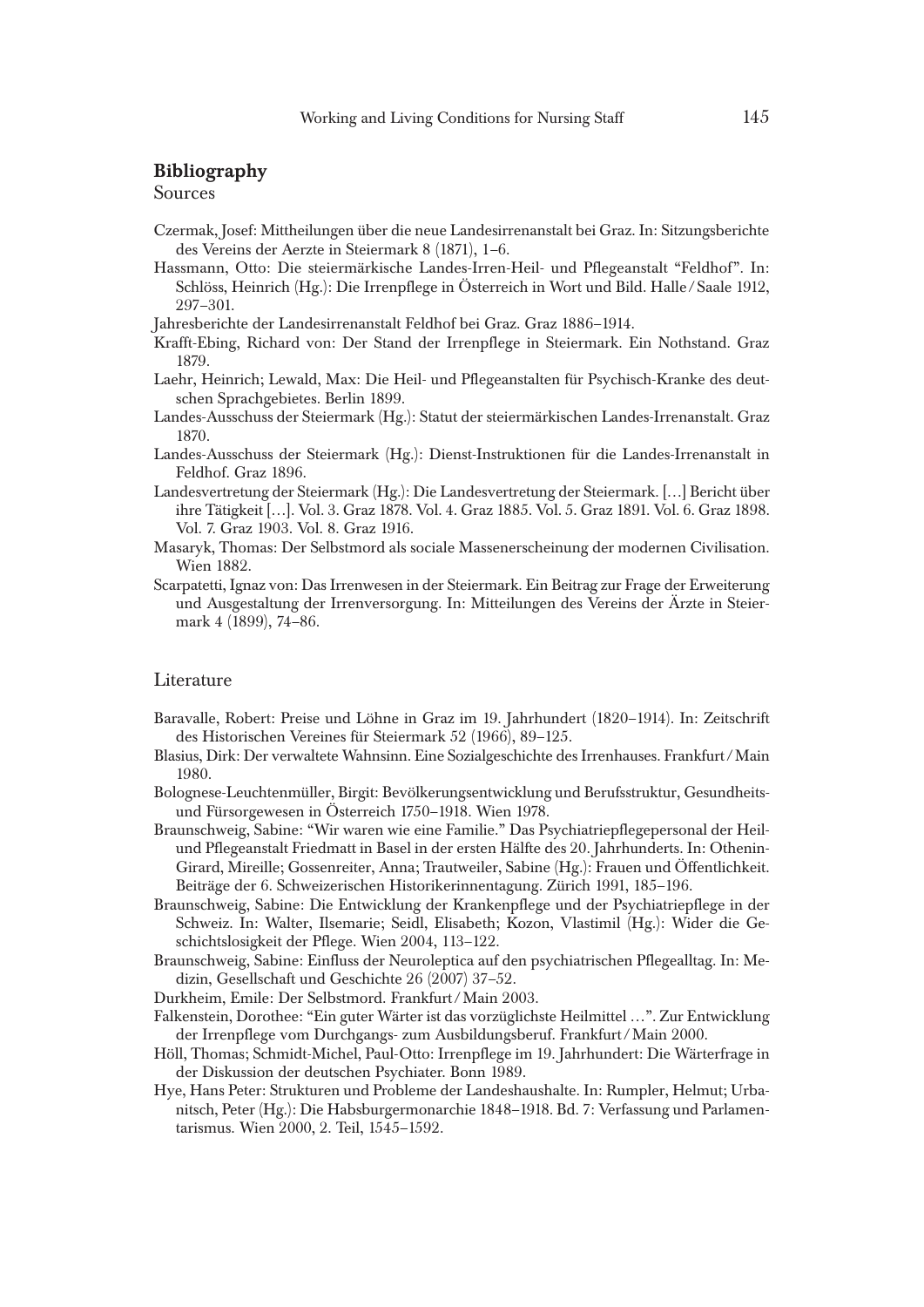## Bibliography

### Sources

Czermak, Josef: Mittheilungen über die neue Landesirrenanstalt bei Graz. In: Sitzungsberichte des Vereins der Aerzte in Steiermark 8 (1871), 1–6.

Hassmann, Otto: Die steiermärkische Landes-Irren-Heil- und Pflegeanstalt "Feldhof". In: Schlöss, Heinrich (Hg.): Die Irrenpflege in Österreich in Wort und Bild. Halle / Saale 1912, 297–301.

Jahresberichte der Landesirrenanstalt Feldhof bei Graz. Graz 1886–1914.

Krafft-Ebing, Richard von: Der Stand der Irrenpflege in Steiermark. Ein Nothstand. Graz 1879.

Laehr, Heinrich; Lewald, Max: Die Heil- und Pflegeanstalten für Psychisch-Kranke des deutschen Sprachgebietes. Berlin 1899.

Landes-Ausschuss der Steiermark (Hg.): Statut der steiermärkischen Landes-Irrenanstalt. Graz 1870.

Landes-Ausschuss der Steiermark (Hg.): Dienst-Instruktionen für die Landes-Irrenanstalt in Feldhof. Graz 1896.

Landesvertretung der Steiermark (Hg.): Die Landesvertretung der Steiermark. […] Bericht über ihre Tätigkeit […]. Vol. 3. Graz 1878. Vol. 4. Graz 1885. Vol. 5. Graz 1891. Vol. 6. Graz 1898. Vol. 7. Graz 1903. Vol. 8. Graz 1916.

Masaryk, Thomas: Der Selbstmord als sociale Massenerscheinung der modernen Civilisation. Wien 1882.

Scarpatetti, Ignaz von: Das Irrenwesen in der Steiermark. Ein Beitrag zur Frage der Erweiterung und Ausgestaltung der Irrenversorgung. In: Mitteilungen des Vereins der Ärzte in Steiermark 4 (1899), 74–86.

### Literature

Baravalle, Robert: Preise und Löhne in Graz im 19. Jahrhundert (1820–1914). In: Zeitschrift des Historischen Vereines für Steiermark 52 (1966), 89–125.

Blasius, Dirk: Der verwaltete Wahnsinn. Eine Sozialgeschichte des Irrenhauses. Frankfurt / Main 1980.

Bolognese-Leuchtenmüller, Birgit: Bevölkerungsentwicklung und Berufsstruktur, Gesundheits- und Fürsorgewesen in Österreich 1750–1918. Wien 1978.

Braunschweig, Sabine: "Wir waren wie eine Familie." Das Psychiatriepflegepersonal der Heil- und Pflegeanstalt Friedmatt in Basel in der ersten Hälfte des 20. Jahrhunderts. In: Othenin-Girard, Mireille; Gossenreiter, Anna; Trautweiler, Sabine (Hg.): Frauen und Öffentlichkeit. Beiträge der 6. Schweizerischen Historikerinnentagung. Zürich 1991, 185–196.

Braunschweig, Sabine: Die Entwicklung der Krankenpflege und der Psychiatriepflege in der Schweiz. In: Walter, Ilsemarie; Seidl, Elisabeth; Kozon, Vlastimil (Hg.): Wider die Geschichtslosigkeit der Pflege. Wien 2004, 113–122.

Braunschweig, Sabine: Einfluss der Neuroleptica auf den psychiatrischen Pflegealltag. In: Medizin, Gesellschaft und Geschichte 26 (2007) 37–52.

Durkheim, Emile: Der Selbstmord. Frankfurt / Main 2003.

Falkenstein, Dorothee: "Ein guter Wärter ist das vorzüglichste Heilmittel …". Zur Entwicklung der Irrenpflege vom Durchgangs- zum Ausbildungsberuf. Frankfurt / Main 2000.

Höll, Thomas; Schmidt-Michel, Paul-Otto: Irrenpflege im 19. Jahrhundert: Die Wärterfrage in der Diskussion der deutschen Psychiater. Bonn 1989.

Hye, Hans Peter: Strukturen und Probleme der Landeshaushalte. In: Rumpler, Helmut; Urbanitsch, Peter (Hg.): Die Habsburgermonarchie 1848–1918. Bd. 7: Verfassung und Parlamentarismus. Wien 2000, 2. Teil, 1545–1592.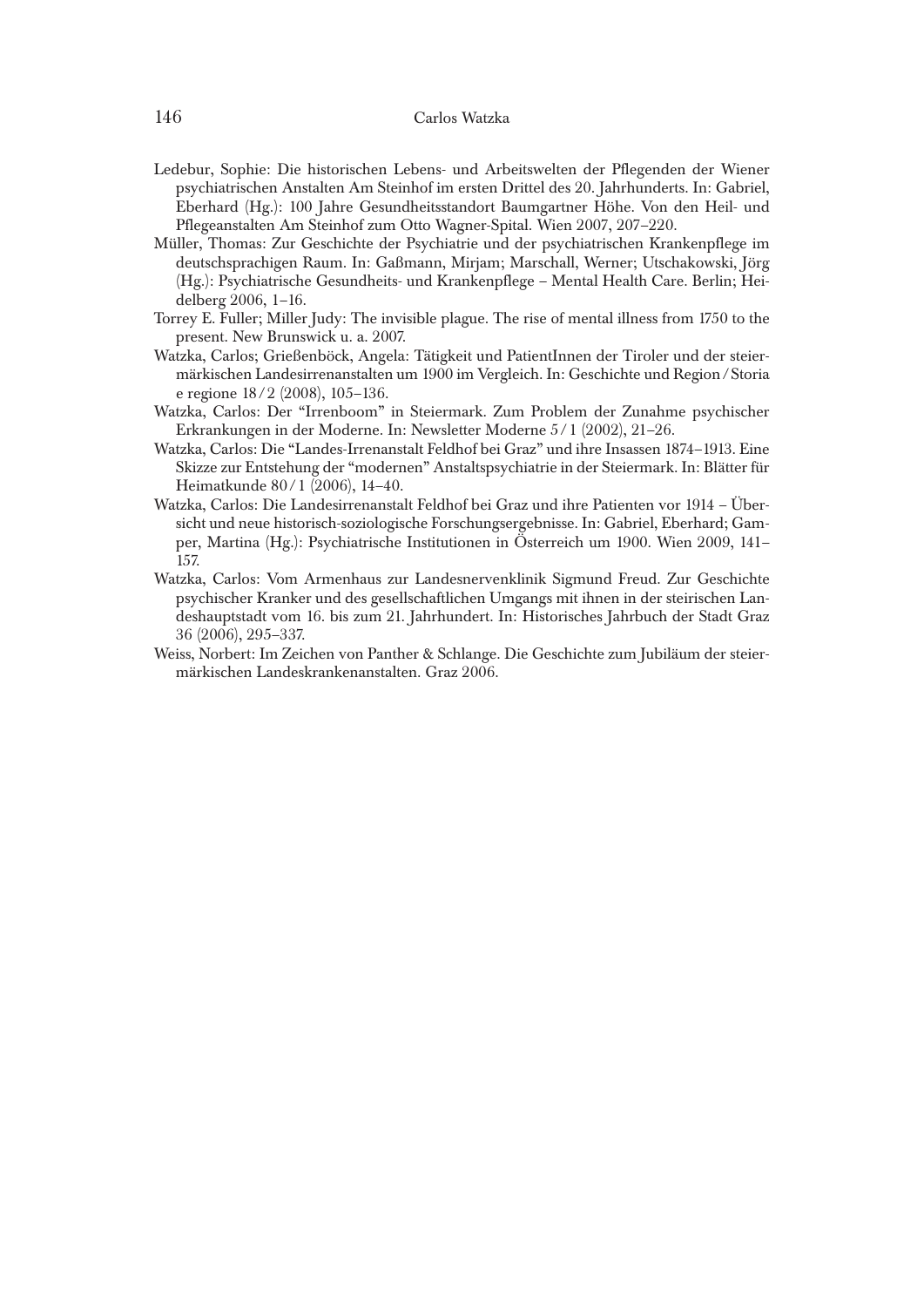Ledebur, Sophie: Die historischen Lebens- und Arbeitswelten der Pflegenden der Wiener psychiatrischen Anstalten Am Steinhof im ersten Drittel des 20. Jahrhunderts. In: Gabriel, Eberhard (Hg.): 100 Jahre Gesundheitsstandort Baumgartner Höhe. Von den Heil- und Pflegeanstalten Am Steinhof zum Otto Wagner-Spital. Wien 2007, 207–220.

Müller, Thomas: Zur Geschichte der Psychiatrie und der psychiatrischen Krankenpflege im deutschsprachigen Raum. In: Gaßmann, Mirjam; Marschall, Werner; Utschakowski, Jörg (Hg.): Psychiatrische Gesundheits- und Krankenpflege – Mental Health Care. Berlin; Heidelberg 2006, 1–16.

Torrey E. Fuller; Miller Judy: The invisible plague. The rise of mental illness from 1750 to the present. New Brunswick u. a. 2007.

Watzka, Carlos; Grießenböck, Angela: Tätigkeit und PatientInnen der Tiroler und der steiermärkischen Landesirrenanstalten um 1900 im Vergleich. In: Geschichte und Region / Storia e regione 18 / 2 (2008), 105–136.

Watzka, Carlos: Der "Irrenboom" in Steiermark. Zum Problem der Zunahme psychischer Erkrankungen in der Moderne. In: Newsletter Moderne 5 / 1 (2002), 21–26.

Watzka, Carlos: Die "Landes-Irrenanstalt Feldhof bei Graz" und ihre Insassen 1874–1913. Eine Skizze zur Entstehung der "modernen" Anstaltspsychiatrie in der Steiermark. In: Blätter für Heimatkunde 80 / 1 (2006), 14–40.

Watzka, Carlos: Die Landesirrenanstalt Feldhof bei Graz und ihre Patienten vor 1914 – Übersicht und neue historisch-soziologische Forschungsergebnisse. In: Gabriel, Eberhard; Gamper, Martina (Hg.): Psychiatrische Institutionen in Österreich um 1900. Wien 2009, 141–157.

Watzka, Carlos: Vom Armenhaus zur Landesnervenklinik Sigmund Freud. Zur Geschichte psychischer Kranker und des gesellschaftlichen Umgangs mit ihnen in der steirischen Landeshauptstadt vom 16. bis zum 21. Jahrhundert. In: Historisches Jahrbuch der Stadt Graz 36 (2006), 295–337.

Weiss, Norbert: Im Zeichen von Panther & Schlange. Die Geschichte zum Jubiläum der steiermärkischen Landeskrankenanstalten. Graz 2006.